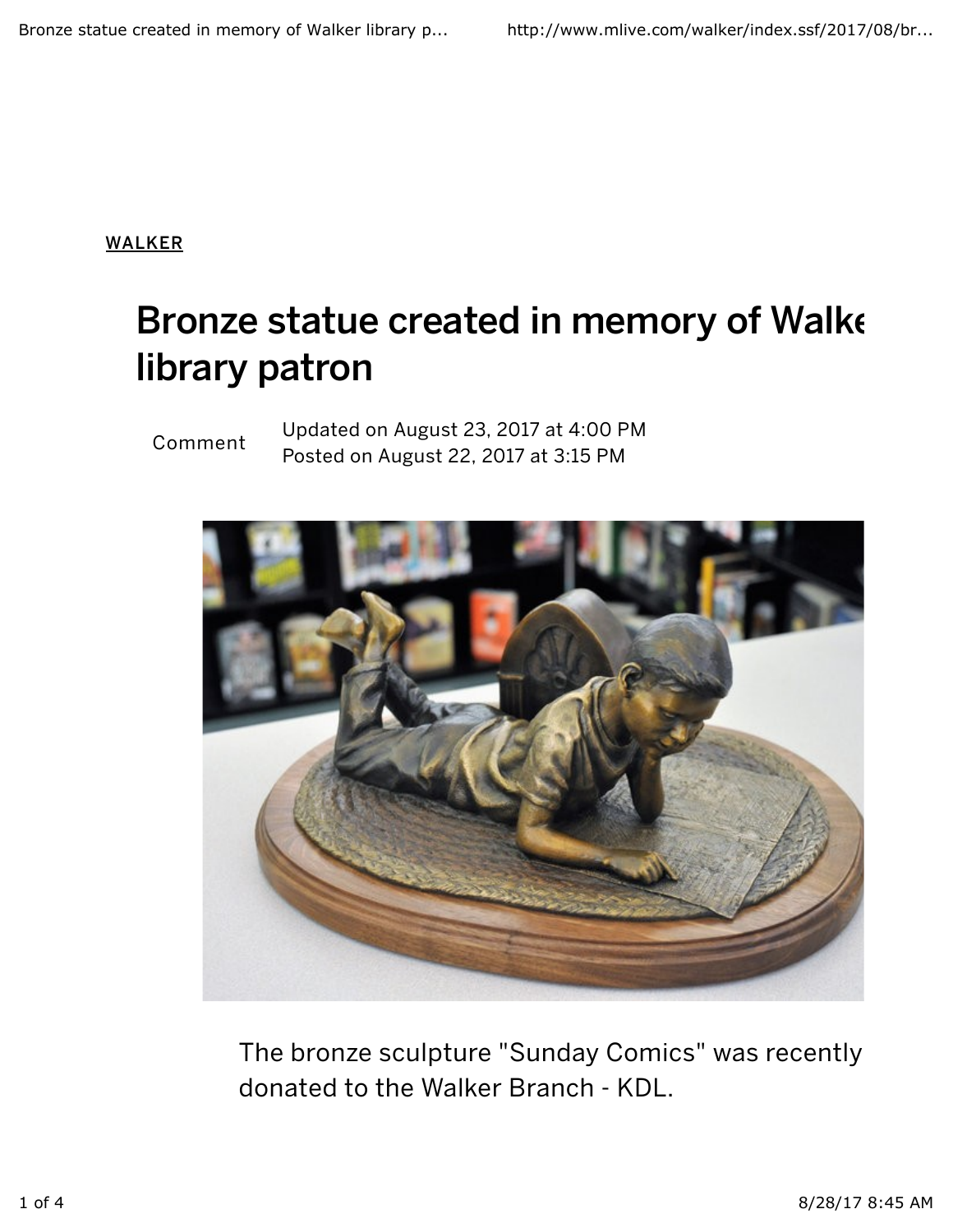WALKER

# Bronze statue created in memory of Walke library patron

Comment

Updated on August 23, 2017 at 4:00 PM
Posted on August 22, 2017 at 3:15 PM

The bronze sculpture "Sunday Comics" was recently donated to the Walker Branch - KDL.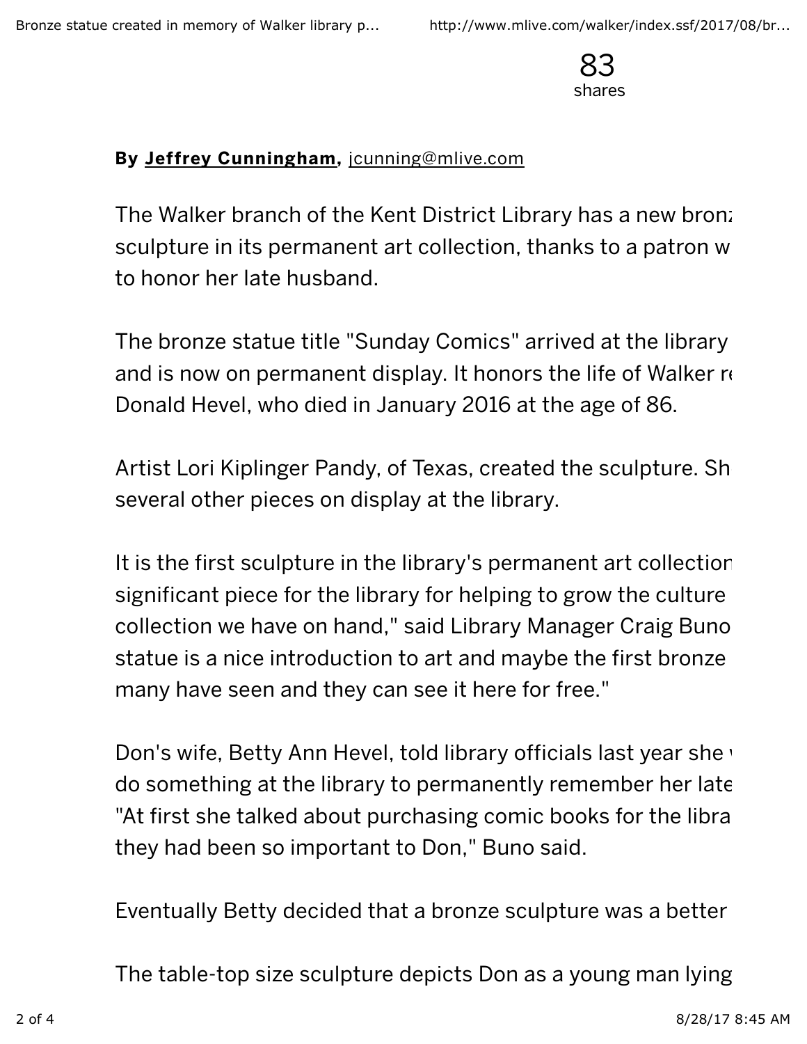83
shares

**By [Jeffrey Cunningham](), [jcunning@mlive.com]()**

The Walker branch of the Kent District Library has a new bronz sculpture in its permanent art collection, thanks to a patron w to honor her late husband.

The bronze statue title "Sunday Comics" arrived at the library and is now on permanent display. It honors the life of Walker re Donald Hevel, who died in January 2016 at the age of 86.

Artist Lori Kiplinger Pandy, of Texas, created the sculpture. Sh several other pieces on display at the library.

It is the first sculpture in the library's permanent art collection significant piece for the library for helping to grow the culture collection we have on hand," said Library Manager Craig Buno statue is a nice introduction to art and maybe the first bronze many have seen and they can see it here for free."

Don's wife, Betty Ann Hevel, told library officials last year she w do something at the library to permanently remember her late "At first she talked about purchasing comic books for the libra they had been so important to Don," Buno said.

Eventually Betty decided that a bronze sculpture was a better

The table-top size sculpture depicts Don as a young man lying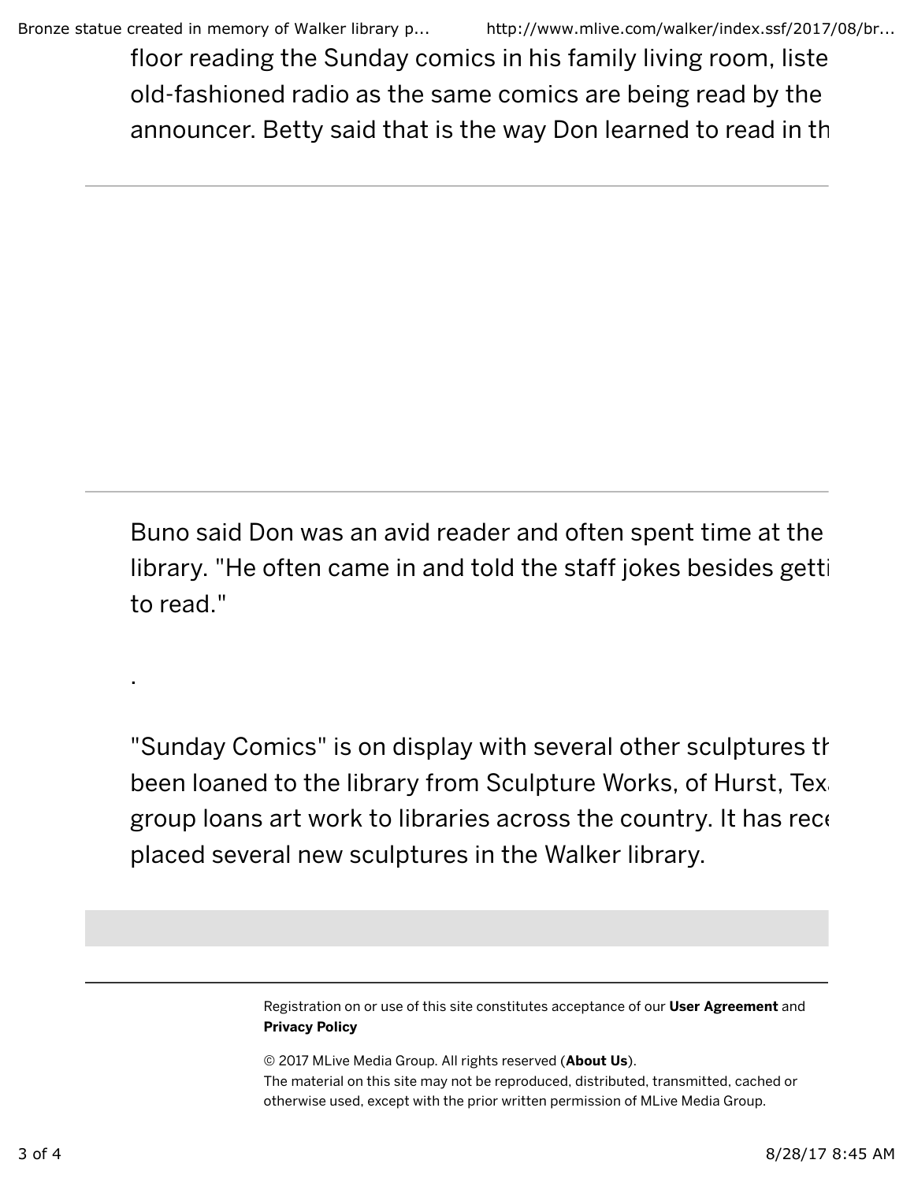floor reading the Sunday comics in his family living room, liste
old-fashioned radio as the same comics are being read by the
announcer. Betty said that is the way Don learned to read in th

---

---

Buno said Don was an avid reader and often spent time at the
library. "He often came in and told the staff jokes besides getti
to read."

.

"Sunday Comics" is on display with several other sculptures th
been loaned to the library from Sculpture Works, of Hurst, Tex
group loans art work to libraries across the country. It has rece
placed several new sculptures in the Walker library.

---

Registration on or use of this site constitutes acceptance of our **User Agreement** and **Privacy Policy**

© 2017 MLive Media Group. All rights reserved (**About Us**).
The material on this site may not be reproduced, distributed, transmitted, cached or otherwise used, except with the prior written permission of MLive Media Group.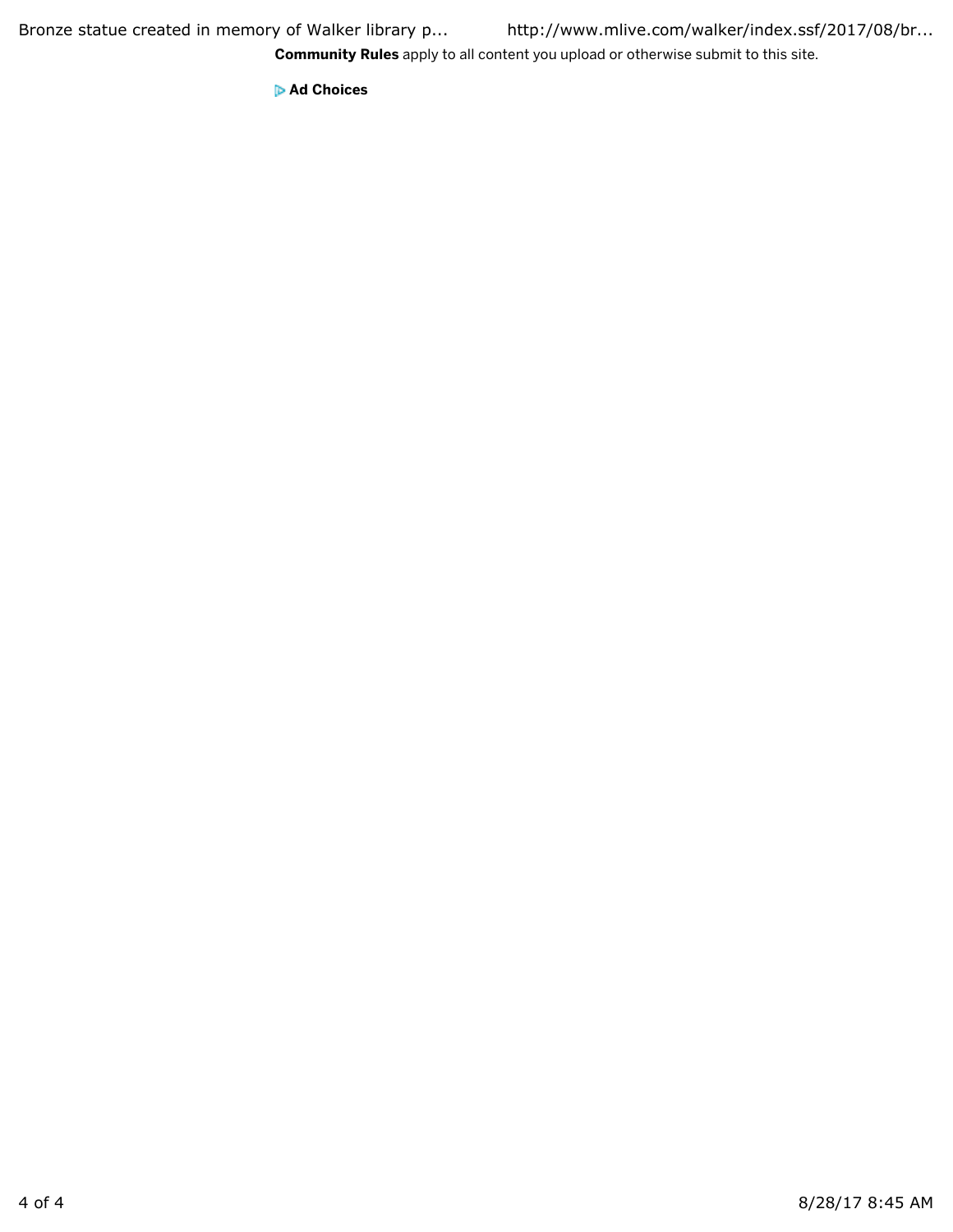**Community Rules** apply to all content you upload or otherwise submit to this site.

**Ad Choices**